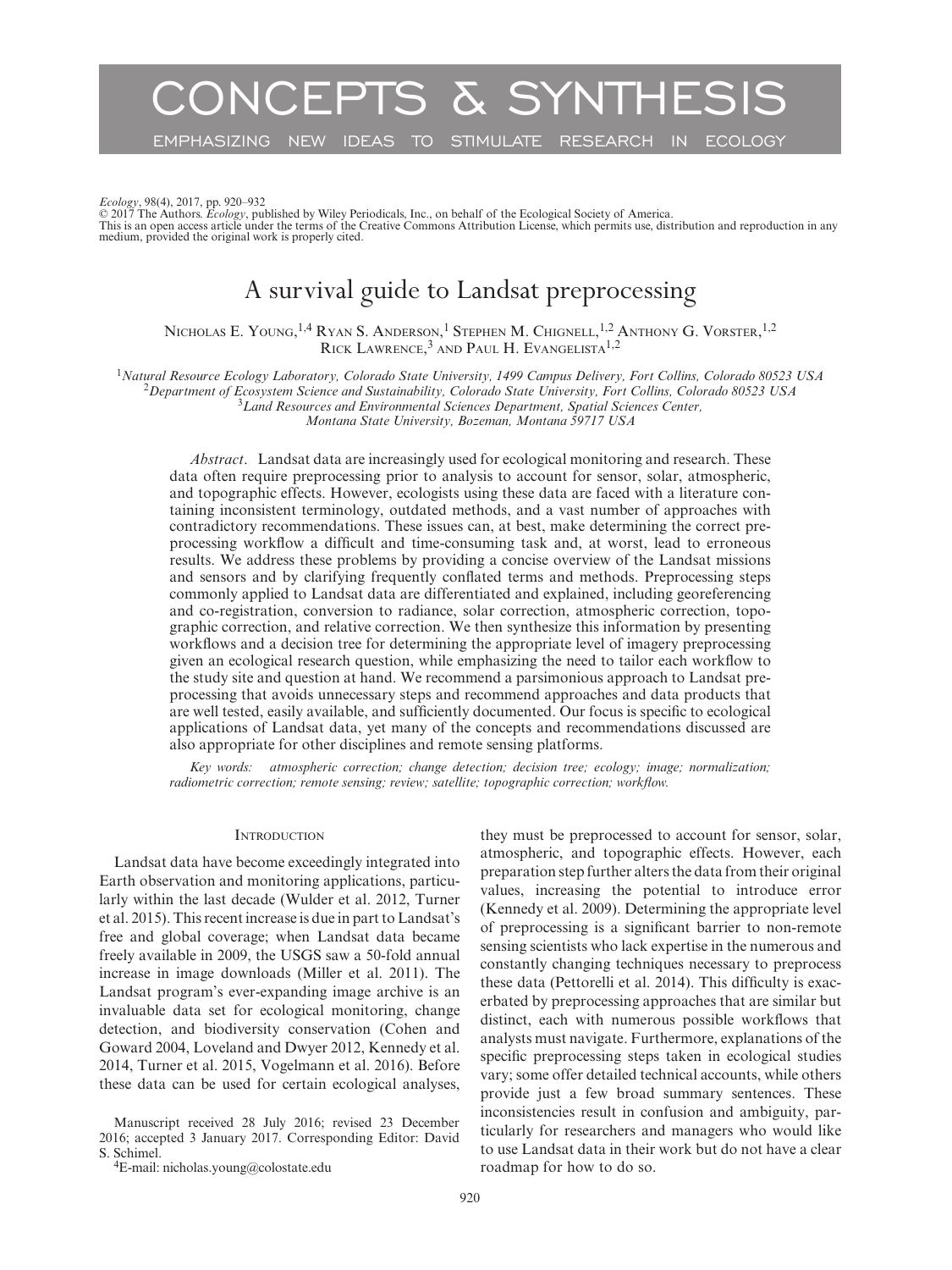# CONCEPTS & SYNTHESIS

EMPHASIZING NEW IDEAS TO STIMULATE RESEARCH IN ECOLOGY

*Ecology*, 98(4), 2017, pp. 920–932
© 2017 The Authors. *Ecology*, published by Wiley Periodicals, Inc., on behalf of the Ecological Society of America.
This is an open access article under the terms of the Creative Commons Attribution License, which permits use, distribution and reproduction in any medium, provided the original work is properly cited.

# A survival guide to Landsat preprocessing

Nicholas E. Young,[1,4] Ryan S. Anderson,[1] Stephen M. Chignell,[1,2] Anthony G. Vorster,[1,2] Rick Lawrence,[3] and Paul H. Evangelista[1,2]

[1]*Natural Resource Ecology Laboratory, Colorado State University, 1499 Campus Delivery, Fort Collins, Colorado 80523 USA*
[2]*Department of Ecosystem Science and Sustainability, Colorado State University, Fort Collins, Colorado 80523 USA*
[3]*Land Resources and Environmental Sciences Department, Spatial Sciences Center, Montana State University, Bozeman, Montana 59717 USA*

*Abstract*. Landsat data are increasingly used for ecological monitoring and research. These data often require preprocessing prior to analysis to account for sensor, solar, atmospheric, and topographic effects. However, ecologists using these data are faced with a literature containing inconsistent terminology, outdated methods, and a vast number of approaches with contradictory recommendations. These issues can, at best, make determining the correct preprocessing workflow a difficult and time-consuming task and, at worst, lead to erroneous results. We address these problems by providing a concise overview of the Landsat missions and sensors and by clarifying frequently conflated terms and methods. Preprocessing steps commonly applied to Landsat data are differentiated and explained, including georeferencing and co-registration, conversion to radiance, solar correction, atmospheric correction, topographic correction, and relative correction. We then synthesize this information by presenting workflows and a decision tree for determining the appropriate level of imagery preprocessing given an ecological research question, while emphasizing the need to tailor each workflow to the study site and question at hand. We recommend a parsimonious approach to Landsat preprocessing that avoids unnecessary steps and recommend approaches and data products that are well tested, easily available, and sufficiently documented. Our focus is specific to ecological applications of Landsat data, yet many of the concepts and recommendations discussed are also appropriate for other disciplines and remote sensing platforms.

*Key words: atmospheric correction; change detection; decision tree; ecology; image; normalization; radiometric correction; remote sensing; review; satellite; topographic correction; workflow.*

## Introduction

Landsat data have become exceedingly integrated into Earth observation and monitoring applications, particularly within the last decade (Wulder et al. 2012, Turner et al. 2015). This recent increase is due in part to Landsat's free and global coverage; when Landsat data became freely available in 2009, the USGS saw a 50-fold annual increase in image downloads (Miller et al. 2011). The Landsat program's ever-expanding image archive is an invaluable data set for ecological monitoring, change detection, and biodiversity conservation (Cohen and Goward 2004, Loveland and Dwyer 2012, Kennedy et al. 2014, Turner et al. 2015, Vogelmann et al. 2016). Before these data can be used for certain ecological analyses, they must be preprocessed to account for sensor, solar, atmospheric, and topographic effects. However, each preparation step further alters the data from their original values, increasing the potential to introduce error (Kennedy et al. 2009). Determining the appropriate level of preprocessing is a significant barrier to non-remote sensing scientists who lack expertise in the numerous and constantly changing techniques necessary to preprocess these data (Pettorelli et al. 2014). This difficulty is exacerbated by preprocessing approaches that are similar but distinct, each with numerous possible workflows that analysts must navigate. Furthermore, explanations of the specific preprocessing steps taken in ecological studies vary; some offer detailed technical accounts, while others provide just a few broad summary sentences. These inconsistencies result in confusion and ambiguity, particularly for researchers and managers who would like to use Landsat data in their work but do not have a clear roadmap for how to do so.

Manuscript received 28 July 2016; revised 23 December 2016; accepted 3 January 2017. Corresponding Editor: David S. Schimel.

[4]E-mail: nicholas.young@colostate.edu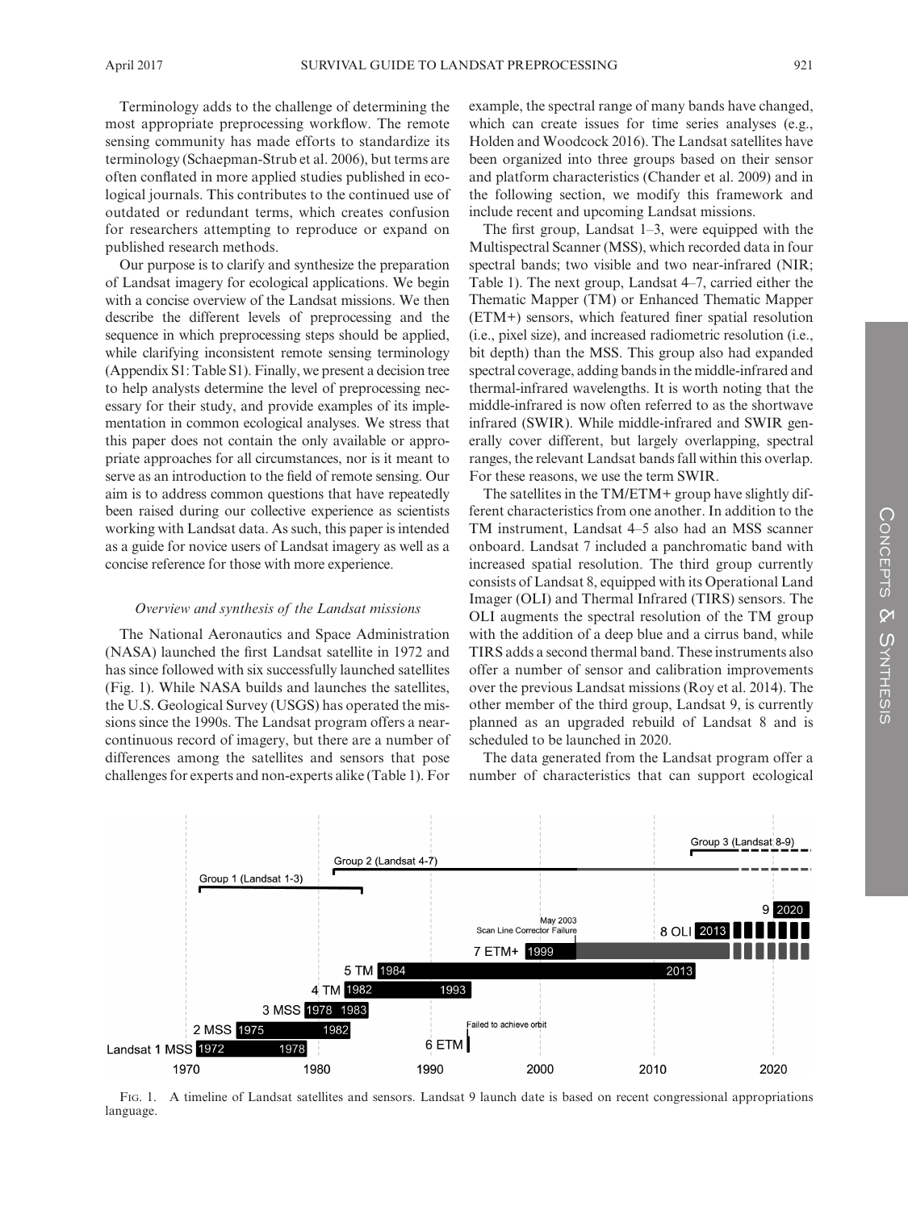Terminology adds to the challenge of determining the most appropriate preprocessing workflow. The remote sensing community has made efforts to standardize its terminology (Schaepman-Strub et al. 2006), but terms are often conflated in more applied studies published in ecological journals. This contributes to the continued use of outdated or redundant terms, which creates confusion for researchers attempting to reproduce or expand on published research methods.

Our purpose is to clarify and synthesize the preparation of Landsat imagery for ecological applications. We begin with a concise overview of the Landsat missions. We then describe the different levels of preprocessing and the sequence in which preprocessing steps should be applied, while clarifying inconsistent remote sensing terminology (Appendix S1: Table S1). Finally, we present a decision tree to help analysts determine the level of preprocessing necessary for their study, and provide examples of its implementation in common ecological analyses. We stress that this paper does not contain the only available or appropriate approaches for all circumstances, nor is it meant to serve as an introduction to the field of remote sensing. Our aim is to address common questions that have repeatedly been raised during our collective experience as scientists working with Landsat data. As such, this paper is intended as a guide for novice users of Landsat imagery as well as a concise reference for those with more experience.

### *Overview and synthesis of the Landsat missions*

The National Aeronautics and Space Administration (NASA) launched the first Landsat satellite in 1972 and has since followed with six successfully launched satellites (Fig. 1). While NASA builds and launches the satellites, the U.S. Geological Survey (USGS) has operated the missions since the 1990s. The Landsat program offers a near-continuous record of imagery, but there are a number of differences among the satellites and sensors that pose challenges for experts and non-experts alike (Table 1). For example, the spectral range of many bands have changed, which can create issues for time series analyses (e.g., Holden and Woodcock 2016). The Landsat satellites have been organized into three groups based on their sensor and platform characteristics (Chander et al. 2009) and in the following section, we modify this framework and include recent and upcoming Landsat missions.

The first group, Landsat 1–3, were equipped with the Multispectral Scanner (MSS), which recorded data in four spectral bands; two visible and two near-infrared (NIR; Table 1). The next group, Landsat 4–7, carried either the Thematic Mapper (TM) or Enhanced Thematic Mapper (ETM+) sensors, which featured finer spatial resolution (i.e., pixel size), and increased radiometric resolution (i.e., bit depth) than the MSS. This group also had expanded spectral coverage, adding bands in the middle-infrared and thermal-infrared wavelengths. It is worth noting that the middle-infrared is now often referred to as the shortwave infrared (SWIR). While middle-infrared and SWIR generally cover different, but largely overlapping, spectral ranges, the relevant Landsat bands fall within this overlap. For these reasons, we use the term SWIR.

The satellites in the TM/ETM+ group have slightly different characteristics from one another. In addition to the TM instrument, Landsat 4–5 also had an MSS scanner onboard. Landsat 7 included a panchromatic band with increased spatial resolution. The third group currently consists of Landsat 8, equipped with its Operational Land Imager (OLI) and Thermal Infrared (TIRS) sensors. The OLI augments the spectral resolution of the TM group with the addition of a deep blue and a cirrus band, while TIRS adds a second thermal band. These instruments also offer a number of sensor and calibration improvements over the previous Landsat missions (Roy et al. 2014). The other member of the third group, Landsat 9, is currently planned as an upgraded rebuild of Landsat 8 and is scheduled to be launched in 2020.

The data generated from the Landsat program offer a number of characteristics that can support ecological

Fig. 1. A timeline of Landsat satellites and sensors. Landsat 9 launch date is based on recent congressional appropriations language.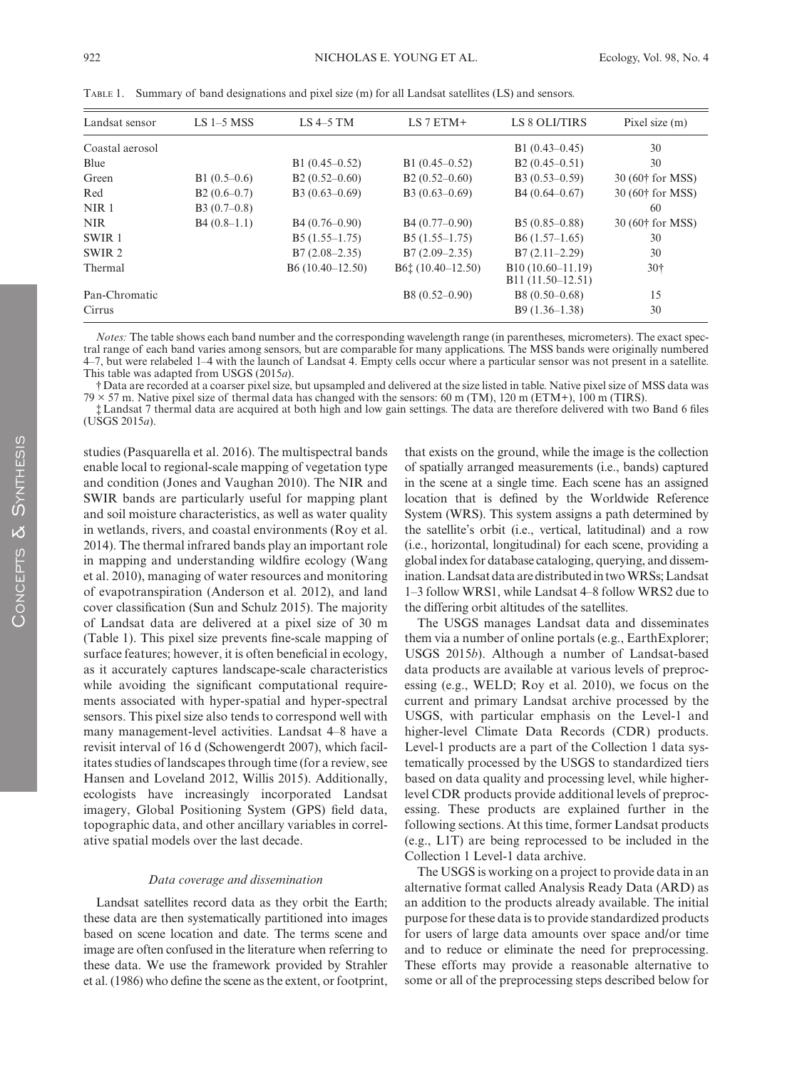Table 1. Summary of band designations and pixel size (m) for all Landsat satellites (LS) and sensors.

| Landsat sensor | LS 1–5 MSS | LS 4–5 TM | LS 7 ETM+ | LS 8 OLI/TIRS | Pixel size (m) |
|---|---|---|---|---|---|
| Coastal aerosol | | | | B1 (0.43–0.45) | 30 |
| Blue | | B1 (0.45–0.52) | B1 (0.45–0.52) | B2 (0.45–0.51) | 30 |
| Green | B1 (0.5–0.6) | B2 (0.52–0.60) | B2 (0.52–0.60) | B3 (0.53–0.59) | 30 (60† for MSS) |
| Red | B2 (0.6–0.7) | B3 (0.63–0.69) | B3 (0.63–0.69) | B4 (0.64–0.67) | 30 (60† for MSS) |
| NIR 1 | B3 (0.7–0.8) | | | | 60 |
| NIR | B4 (0.8–1.1) | B4 (0.76–0.90) | B4 (0.77–0.90) | B5 (0.85–0.88) | 30 (60† for MSS) |
| SWIR 1 | | B5 (1.55–1.75) | B5 (1.55–1.75) | B6 (1.57–1.65) | 30 |
| SWIR 2 | | B7 (2.08–2.35) | B7 (2.09–2.35) | B7 (2.11–2.29) | 30 |
| Thermal | | B6 (10.40–12.50) | B6‡ (10.40–12.50) | B10 (10.60–11.19) B11 (11.50–12.51) | 30† |
| Pan-Chromatic | | | B8 (0.52–0.90) | B8 (0.50–0.68) | 15 |
| Cirrus | | | | B9 (1.36–1.38) | 30 |

*Notes:* The table shows each band number and the corresponding wavelength range (in parentheses, micrometers). The exact spectral range of each band varies among sensors, but are comparable for many applications. The MSS bands were originally numbered 4–7, but were relabeled 1–4 with the launch of Landsat 4. Empty cells occur where a particular sensor was not present in a satellite. This table was adapted from USGS (2015*a*).

† Data are recorded at a coarser pixel size, but upsampled and delivered at the size listed in table. Native pixel size of MSS data was 79 × 57 m. Native pixel size of thermal data has changed with the sensors: 60 m (TM), 120 m (ETM+), 100 m (TIRS).

‡ Landsat 7 thermal data are acquired at both high and low gain settings. The data are therefore delivered with two Band 6 files (USGS 2015*a*).

studies (Pasquarella et al. 2016). The multispectral bands enable local to regional-scale mapping of vegetation type and condition (Jones and Vaughan 2010). The NIR and SWIR bands are particularly useful for mapping plant and soil moisture characteristics, as well as water quality in wetlands, rivers, and coastal environments (Roy et al. 2014). The thermal infrared bands play an important role in mapping and understanding wildfire ecology (Wang et al. 2010), managing of water resources and monitoring of evapotranspiration (Anderson et al. 2012), and land cover classification (Sun and Schulz 2015). The majority of Landsat data are delivered at a pixel size of 30 m (Table 1). This pixel size prevents fine-scale mapping of surface features; however, it is often beneficial in ecology, as it accurately captures landscape-scale characteristics while avoiding the significant computational requirements associated with hyper-spatial and hyper-spectral sensors. This pixel size also tends to correspond well with many management-level activities. Landsat 4–8 have a revisit interval of 16 d (Schowengerdt 2007), which facilitates studies of landscapes through time (for a review, see Hansen and Loveland 2012, Willis 2015). Additionally, ecologists have increasingly incorporated Landsat imagery, Global Positioning System (GPS) field data, topographic data, and other ancillary variables in correlative spatial models over the last decade.

### *Data coverage and dissemination*

Landsat satellites record data as they orbit the Earth; these data are then systematically partitioned into images based on scene location and date. The terms scene and image are often confused in the literature when referring to these data. We use the framework provided by Strahler et al. (1986) who define the scene as the extent, or footprint, that exists on the ground, while the image is the collection of spatially arranged measurements (i.e., bands) captured in the scene at a single time. Each scene has an assigned location that is defined by the Worldwide Reference System (WRS). This system assigns a path determined by the satellite's orbit (i.e., vertical, latitudinal) and a row (i.e., horizontal, longitudinal) for each scene, providing a global index for database cataloging, querying, and dissemination. Landsat data are distributed in two WRSs; Landsat 1–3 follow WRS1, while Landsat 4–8 follow WRS2 due to the differing orbit altitudes of the satellites.

The USGS manages Landsat data and disseminates them via a number of online portals (e.g., EarthExplorer; USGS 2015*b*). Although a number of Landsat-based data products are available at various levels of preprocessing (e.g., WELD; Roy et al. 2010), we focus on the current and primary Landsat archive processed by the USGS, with particular emphasis on the Level-1 and higher-level Climate Data Records (CDR) products. Level-1 products are a part of the Collection 1 data systematically processed by the USGS to standardized tiers based on data quality and processing level, while higher-level CDR products provide additional levels of preprocessing. These products are explained further in the following sections. At this time, former Landsat products (e.g., L1T) are being reprocessed to be included in the Collection 1 Level-1 data archive.

The USGS is working on a project to provide data in an alternative format called Analysis Ready Data (ARD) as an addition to the products already available. The initial purpose for these data is to provide standardized products for users of large data amounts over space and/or time and to reduce or eliminate the need for preprocessing. These efforts may provide a reasonable alternative to some or all of the preprocessing steps described below for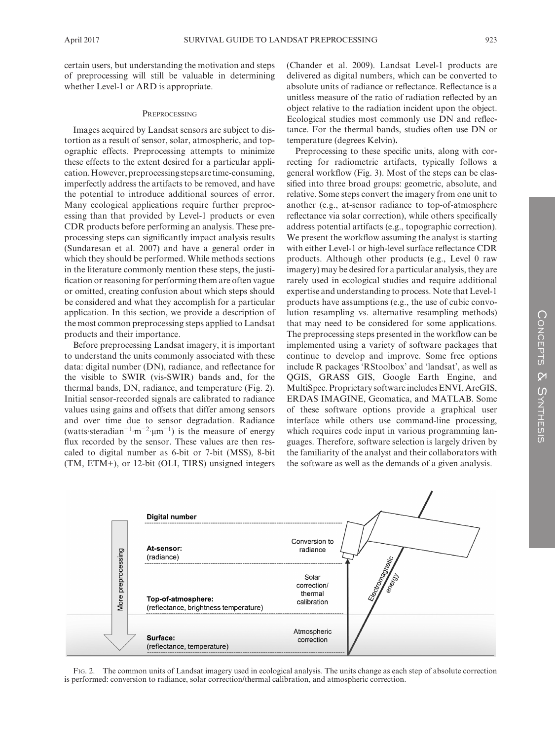certain users, but understanding the motivation and steps of preprocessing will still be valuable in determining whether Level-1 or ARD is appropriate.

## Preprocessing

Images acquired by Landsat sensors are subject to distortion as a result of sensor, solar, atmospheric, and topographic effects. Preprocessing attempts to minimize these effects to the extent desired for a particular application. However, preprocessing steps are time-consuming, imperfectly address the artifacts to be removed, and have the potential to introduce additional sources of error. Many ecological applications require further preprocessing than that provided by Level-1 products or even CDR products before performing an analysis. These preprocessing steps can significantly impact analysis results (Sundaresan et al. 2007) and have a general order in which they should be performed. While methods sections in the literature commonly mention these steps, the justification or reasoning for performing them are often vague or omitted, creating confusion about which steps should be considered and what they accomplish for a particular application. In this section, we provide a description of the most common preprocessing steps applied to Landsat products and their importance.

Before preprocessing Landsat imagery, it is important to understand the units commonly associated with these data: digital number (DN), radiance, and reflectance for the visible to SWIR (vis-SWIR) bands and, for the thermal bands, DN, radiance, and temperature (Fig. 2). Initial sensor-recorded signals are calibrated to radiance values using gains and offsets that differ among sensors and over time due to sensor degradation. Radiance (watts·steradian$^{-1}$·m$^{-2}$·μm$^{-1}$) is the measure of energy flux recorded by the sensor. These values are then rescaled to digital number as 6-bit or 7-bit (MSS), 8-bit (TM, ETM+), or 12-bit (OLI, TIRS) unsigned integers (Chander et al. 2009). Landsat Level-1 products are delivered as digital numbers, which can be converted to absolute units of radiance or reflectance. Reflectance is a unitless measure of the ratio of radiation reflected by an object relative to the radiation incident upon the object. Ecological studies most commonly use DN and reflectance. For the thermal bands, studies often use DN or temperature (degrees Kelvin).

Preprocessing to these specific units, along with correcting for radiometric artifacts, typically follows a general workflow (Fig. 3). Most of the steps can be classified into three broad groups: geometric, absolute, and relative. Some steps convert the imagery from one unit to another (e.g., at-sensor radiance to top-of-atmosphere reflectance via solar correction), while others specifically address potential artifacts (e.g., topographic correction). We present the workflow assuming the analyst is starting with either Level-1 or high-level surface reflectance CDR products. Although other products (e.g., Level 0 raw imagery) may be desired for a particular analysis, they are rarely used in ecological studies and require additional expertise and understanding to process. Note that Level-1 products have assumptions (e.g., the use of cubic convolution resampling vs. alternative resampling methods) that may need to be considered for some applications. The preprocessing steps presented in the workflow can be implemented using a variety of software packages that continue to develop and improve. Some free options include R packages 'RStoolbox' and 'landsat', as well as QGIS, GRASS GIS, Google Earth Engine, and MultiSpec. Proprietary software includes ENVI, ArcGIS, ERDAS IMAGINE, Geomatica, and MATLAB. Some of these software options provide a graphical user interface while others use command-line processing, which requires code input in various programming languages. Therefore, software selection is largely driven by the familiarity of the analyst and their collaborators with the software as well as the demands of a given analysis.

Fig. 2. The common units of Landsat imagery used in ecological analysis. The units change as each step of absolute correction is performed: conversion to radiance, solar correction/thermal calibration, and atmospheric correction.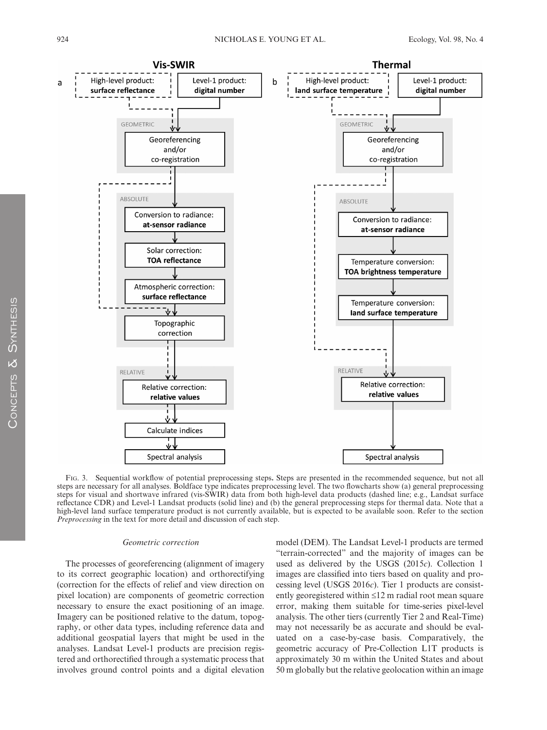Fig. 3. Sequential workflow of potential preprocessing steps. Steps are presented in the recommended sequence, but not all steps are necessary for all analyses. Boldface type indicates preprocessing level. The two flowcharts show (a) general preprocessing steps for visual and shortwave infrared (vis-SWIR) data from both high-level data products (dashed line; e.g., Landsat surface reflectance CDR) and Level-1 Landsat products (solid line) and (b) the general preprocessing steps for thermal data. Note that a high-level land surface temperature product is not currently available, but is expected to be available soon. Refer to the section *Preprocessing* in the text for more detail and discussion of each step.

### *Geometric correction*

The processes of georeferencing (alignment of imagery to its correct geographic location) and orthorectifying (correction for the effects of relief and view direction on pixel location) are components of geometric correction necessary to ensure the exact positioning of an image. Imagery can be positioned relative to the datum, topography, or other data types, including reference data and additional geospatial layers that might be used in the analyses. Landsat Level-1 products are precision registered and orthorectified through a systematic process that involves ground control points and a digital elevation model (DEM). The Landsat Level-1 products are termed "terrain-corrected" and the majority of images can be used as delivered by the USGS (2015*c*). Collection 1 images are classified into tiers based on quality and processing level (USGS 2016*c*). Tier 1 products are consistently georegistered within ≤12 m radial root mean square error, making them suitable for time-series pixel-level analysis. The other tiers (currently Tier 2 and Real-Time) may not necessarily be as accurate and should be evaluated on a case-by-case basis. Comparatively, the geometric accuracy of Pre-Collection L1T products is approximately 30 m within the United States and about 50 m globally but the relative geolocation within an image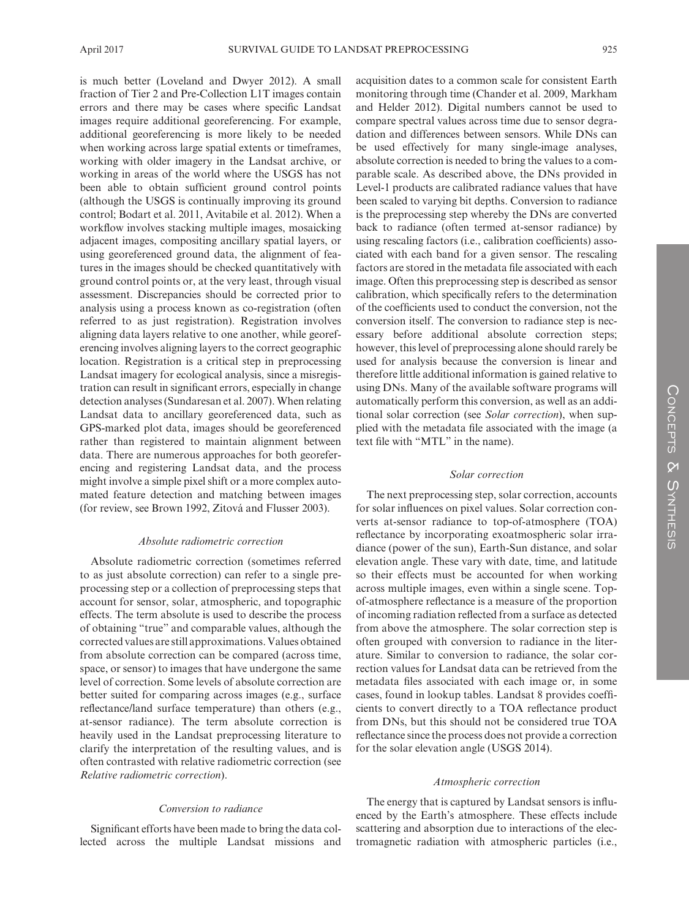is much better (Loveland and Dwyer 2012). A small fraction of Tier 2 and Pre-Collection L1T images contain errors and there may be cases where specific Landsat images require additional georeferencing. For example, additional georeferencing is more likely to be needed when working across large spatial extents or timeframes, working with older imagery in the Landsat archive, or working in areas of the world where the USGS has not been able to obtain sufficient ground control points (although the USGS is continually improving its ground control; Bodart et al. 2011, Avitabile et al. 2012). When a workflow involves stacking multiple images, mosaicking adjacent images, compositing ancillary spatial layers, or using georeferenced ground data, the alignment of features in the images should be checked quantitatively with ground control points or, at the very least, through visual assessment. Discrepancies should be corrected prior to analysis using a process known as co-registration (often referred to as just registration). Registration involves aligning data layers relative to one another, while georeferencing involves aligning layers to the correct geographic location. Registration is a critical step in preprocessing Landsat imagery for ecological analysis, since a misregistration can result in significant errors, especially in change detection analyses (Sundaresan et al. 2007). When relating Landsat data to ancillary georeferenced data, such as GPS-marked plot data, images should be georeferenced rather than registered to maintain alignment between data. There are numerous approaches for both georeferencing and registering Landsat data, and the process might involve a simple pixel shift or a more complex automated feature detection and matching between images (for review, see Brown 1992, Zitová and Flusser 2003).

### *Absolute radiometric correction*

Absolute radiometric correction (sometimes referred to as just absolute correction) can refer to a single preprocessing step or a collection of preprocessing steps that account for sensor, solar, atmospheric, and topographic effects. The term absolute is used to describe the process of obtaining "true" and comparable values, although the corrected values are still approximations. Values obtained from absolute correction can be compared (across time, space, or sensor) to images that have undergone the same level of correction. Some levels of absolute correction are better suited for comparing across images (e.g., surface reflectance/land surface temperature) than others (e.g., at-sensor radiance). The term absolute correction is heavily used in the Landsat preprocessing literature to clarify the interpretation of the resulting values, and is often contrasted with relative radiometric correction (see *Relative radiometric correction*).

### *Conversion to radiance*

Significant efforts have been made to bring the data collected across the multiple Landsat missions and acquisition dates to a common scale for consistent Earth monitoring through time (Chander et al. 2009, Markham and Helder 2012). Digital numbers cannot be used to compare spectral values across time due to sensor degradation and differences between sensors. While DNs can be used effectively for many single-image analyses, absolute correction is needed to bring the values to a comparable scale. As described above, the DNs provided in Level-1 products are calibrated radiance values that have been scaled to varying bit depths. Conversion to radiance is the preprocessing step whereby the DNs are converted back to radiance (often termed at-sensor radiance) by using rescaling factors (i.e., calibration coefficients) associated with each band for a given sensor. The rescaling factors are stored in the metadata file associated with each image. Often this preprocessing step is described as sensor calibration, which specifically refers to the determination of the coefficients used to conduct the conversion, not the conversion itself. The conversion to radiance step is necessary before additional absolute correction steps; however, this level of preprocessing alone should rarely be used for analysis because the conversion is linear and therefore little additional information is gained relative to using DNs. Many of the available software programs will automatically perform this conversion, as well as an additional solar correction (see *Solar correction*), when supplied with the metadata file associated with the image (a text file with "MTL" in the name).

### *Solar correction*

The next preprocessing step, solar correction, accounts for solar influences on pixel values. Solar correction converts at-sensor radiance to top-of-atmosphere (TOA) reflectance by incorporating exoatmospheric solar irradiance (power of the sun), Earth-Sun distance, and solar elevation angle. These vary with date, time, and latitude so their effects must be accounted for when working across multiple images, even within a single scene. Top-of-atmosphere reflectance is a measure of the proportion of incoming radiation reflected from a surface as detected from above the atmosphere. The solar correction step is often grouped with conversion to radiance in the literature. Similar to conversion to radiance, the solar correction values for Landsat data can be retrieved from the metadata files associated with each image or, in some cases, found in lookup tables. Landsat 8 provides coefficients to convert directly to a TOA reflectance product from DNs, but this should not be considered true TOA reflectance since the process does not provide a correction for the solar elevation angle (USGS 2014).

### *Atmospheric correction*

The energy that is captured by Landsat sensors is influenced by the Earth's atmosphere. These effects include scattering and absorption due to interactions of the electromagnetic radiation with atmospheric particles (i.e.,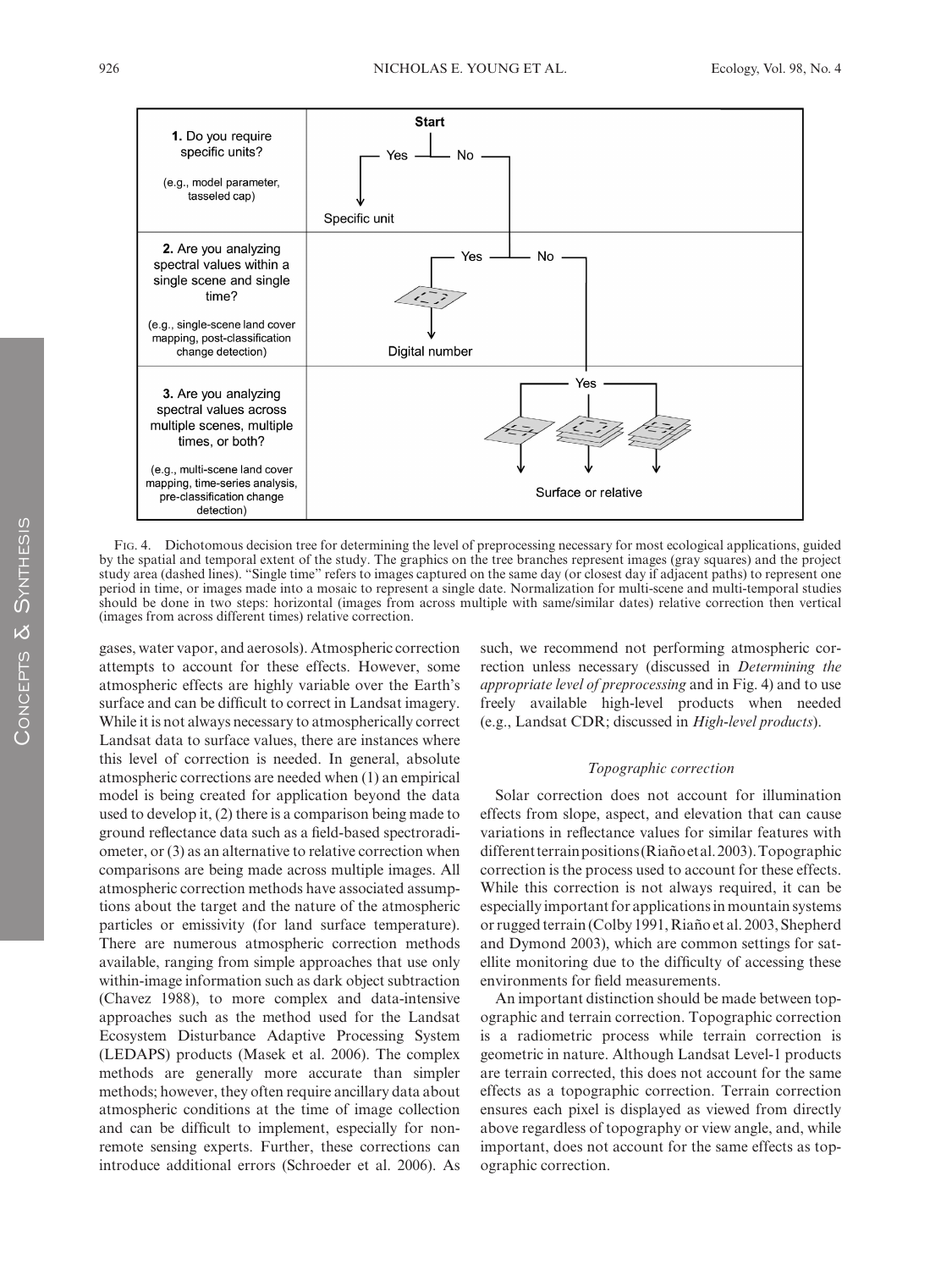Fig. 4. Dichotomous decision tree for determining the level of preprocessing necessary for most ecological applications, guided by the spatial and temporal extent of the study. The graphics on the tree branches represent images (gray squares) and the project study area (dashed lines). "Single time" refers to images captured on the same day (or closest day if adjacent paths) to represent one period in time, or images made into a mosaic to represent a single date. Normalization for multi-scene and multi-temporal studies should be done in two steps: horizontal (images from across multiple with same/similar dates) relative correction then vertical (images from across different times) relative correction.

gases, water vapor, and aerosols). Atmospheric correction attempts to account for these effects. However, some atmospheric effects are highly variable over the Earth's surface and can be difficult to correct in Landsat imagery. While it is not always necessary to atmospherically correct Landsat data to surface values, there are instances where this level of correction is needed. In general, absolute atmospheric corrections are needed when (1) an empirical model is being created for application beyond the data used to develop it, (2) there is a comparison being made to ground reflectance data such as a field-based spectroradiometer, or (3) as an alternative to relative correction when comparisons are being made across multiple images. All atmospheric correction methods have associated assumptions about the target and the nature of the atmospheric particles or emissivity (for land surface temperature). There are numerous atmospheric correction methods available, ranging from simple approaches that use only within-image information such as dark object subtraction (Chavez 1988), to more complex and data-intensive approaches such as the method used for the Landsat Ecosystem Disturbance Adaptive Processing System (LEDAPS) products (Masek et al. 2006). The complex methods are generally more accurate than simpler methods; however, they often require ancillary data about atmospheric conditions at the time of image collection and can be difficult to implement, especially for non-remote sensing experts. Further, these corrections can introduce additional errors (Schroeder et al. 2006). As such, we recommend not performing atmospheric correction unless necessary (discussed in *Determining the appropriate level of preprocessing* and in Fig. 4) and to use freely available high-level products when needed (e.g., Landsat CDR; discussed in *High-level products*).

### *Topographic correction*

Solar correction does not account for illumination effects from slope, aspect, and elevation that can cause variations in reflectance values for similar features with different terrain positions (Riaño et al. 2003). Topographic correction is the process used to account for these effects. While this correction is not always required, it can be especially important for applications in mountain systems or rugged terrain (Colby 1991, Riaño et al. 2003, Shepherd and Dymond 2003), which are common settings for satellite monitoring due to the difficulty of accessing these environments for field measurements.

An important distinction should be made between topographic and terrain correction. Topographic correction is a radiometric process while terrain correction is geometric in nature. Although Landsat Level-1 products are terrain corrected, this does not account for the same effects as a topographic correction. Terrain correction ensures each pixel is displayed as viewed from directly above regardless of topography or view angle, and, while important, does not account for the same effects as topographic correction.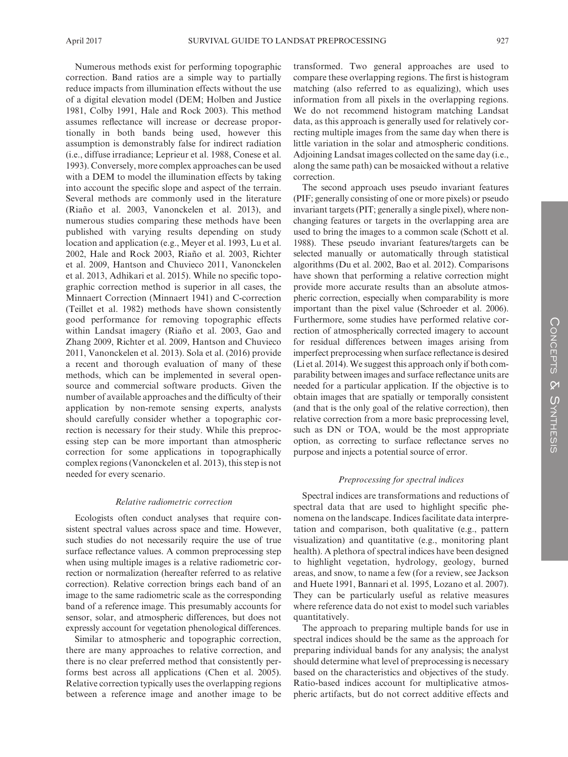Numerous methods exist for performing topographic correction. Band ratios are a simple way to partially reduce impacts from illumination effects without the use of a digital elevation model (DEM; Holben and Justice 1981, Colby 1991, Hale and Rock 2003). This method assumes reflectance will increase or decrease proportionally in both bands being used, however this assumption is demonstrably false for indirect radiation (i.e., diffuse irradiance; Leprieur et al. 1988, Conese et al. 1993). Conversely, more complex approaches can be used with a DEM to model the illumination effects by taking into account the specific slope and aspect of the terrain. Several methods are commonly used in the literature (Riaño et al. 2003, Vanonckelen et al. 2013), and numerous studies comparing these methods have been published with varying results depending on study location and application (e.g., Meyer et al. 1993, Lu et al. 2002, Hale and Rock 2003, Riaño et al. 2003, Richter et al. 2009, Hantson and Chuvieco 2011, Vanonckelen et al. 2013, Adhikari et al. 2015). While no specific topographic correction method is superior in all cases, the Minnaert Correction (Minnaert 1941) and C-correction (Teillet et al. 1982) methods have shown consistently good performance for removing topographic effects within Landsat imagery (Riaño et al. 2003, Gao and Zhang 2009, Richter et al. 2009, Hantson and Chuvieco 2011, Vanonckelen et al. 2013). Sola et al. (2016) provide a recent and thorough evaluation of many of these methods, which can be implemented in several open-source and commercial software products. Given the number of available approaches and the difficulty of their application by non-remote sensing experts, analysts should carefully consider whether a topographic correction is necessary for their study. While this preprocessing step can be more important than atmospheric correction for some applications in topographically complex regions (Vanonckelen et al. 2013), this step is not needed for every scenario.

### *Relative radiometric correction*

Ecologists often conduct analyses that require consistent spectral values across space and time. However, such studies do not necessarily require the use of true surface reflectance values. A common preprocessing step when using multiple images is a relative radiometric correction or normalization (hereafter referred to as relative correction). Relative correction brings each band of an image to the same radiometric scale as the corresponding band of a reference image. This presumably accounts for sensor, solar, and atmospheric differences, but does not expressly account for vegetation phenological differences.

Similar to atmospheric and topographic correction, there are many approaches to relative correction, and there is no clear preferred method that consistently performs best across all applications (Chen et al. 2005). Relative correction typically uses the overlapping regions between a reference image and another image to be transformed. Two general approaches are used to compare these overlapping regions. The first is histogram matching (also referred to as equalizing), which uses information from all pixels in the overlapping regions. We do not recommend histogram matching Landsat data, as this approach is generally used for relatively correcting multiple images from the same day when there is little variation in the solar and atmospheric conditions. Adjoining Landsat images collected on the same day (i.e., along the same path) can be mosaicked without a relative correction.

The second approach uses pseudo invariant features (PIF; generally consisting of one or more pixels) or pseudo invariant targets (PIT; generally a single pixel), where non-changing features or targets in the overlapping area are used to bring the images to a common scale (Schott et al. 1988). These pseudo invariant features/targets can be selected manually or automatically through statistical algorithms (Du et al. 2002, Bao et al. 2012). Comparisons have shown that performing a relative correction might provide more accurate results than an absolute atmospheric correction, especially when comparability is more important than the pixel value (Schroeder et al. 2006). Furthermore, some studies have performed relative correction of atmospherically corrected imagery to account for residual differences between images arising from imperfect preprocessing when surface reflectance is desired (Li et al. 2014). We suggest this approach only if both comparability between images and surface reflectance units are needed for a particular application. If the objective is to obtain images that are spatially or temporally consistent (and that is the only goal of the relative correction), then relative correction from a more basic preprocessing level, such as DN or TOA, would be the most appropriate option, as correcting to surface reflectance serves no purpose and injects a potential source of error.

### *Preprocessing for spectral indices*

Spectral indices are transformations and reductions of spectral data that are used to highlight specific phenomena on the landscape. Indices facilitate data interpretation and comparison, both qualitative (e.g., pattern visualization) and quantitative (e.g., monitoring plant health). A plethora of spectral indices have been designed to highlight vegetation, hydrology, geology, burned areas, and snow, to name a few (for a review, see Jackson and Huete 1991, Bannari et al. 1995, Lozano et al. 2007). They can be particularly useful as relative measures where reference data do not exist to model such variables quantitatively.

The approach to preparing multiple bands for use in spectral indices should be the same as the approach for preparing individual bands for any analysis; the analyst should determine what level of preprocessing is necessary based on the characteristics and objectives of the study. Ratio-based indices account for multiplicative atmospheric artifacts, but do not correct additive effects and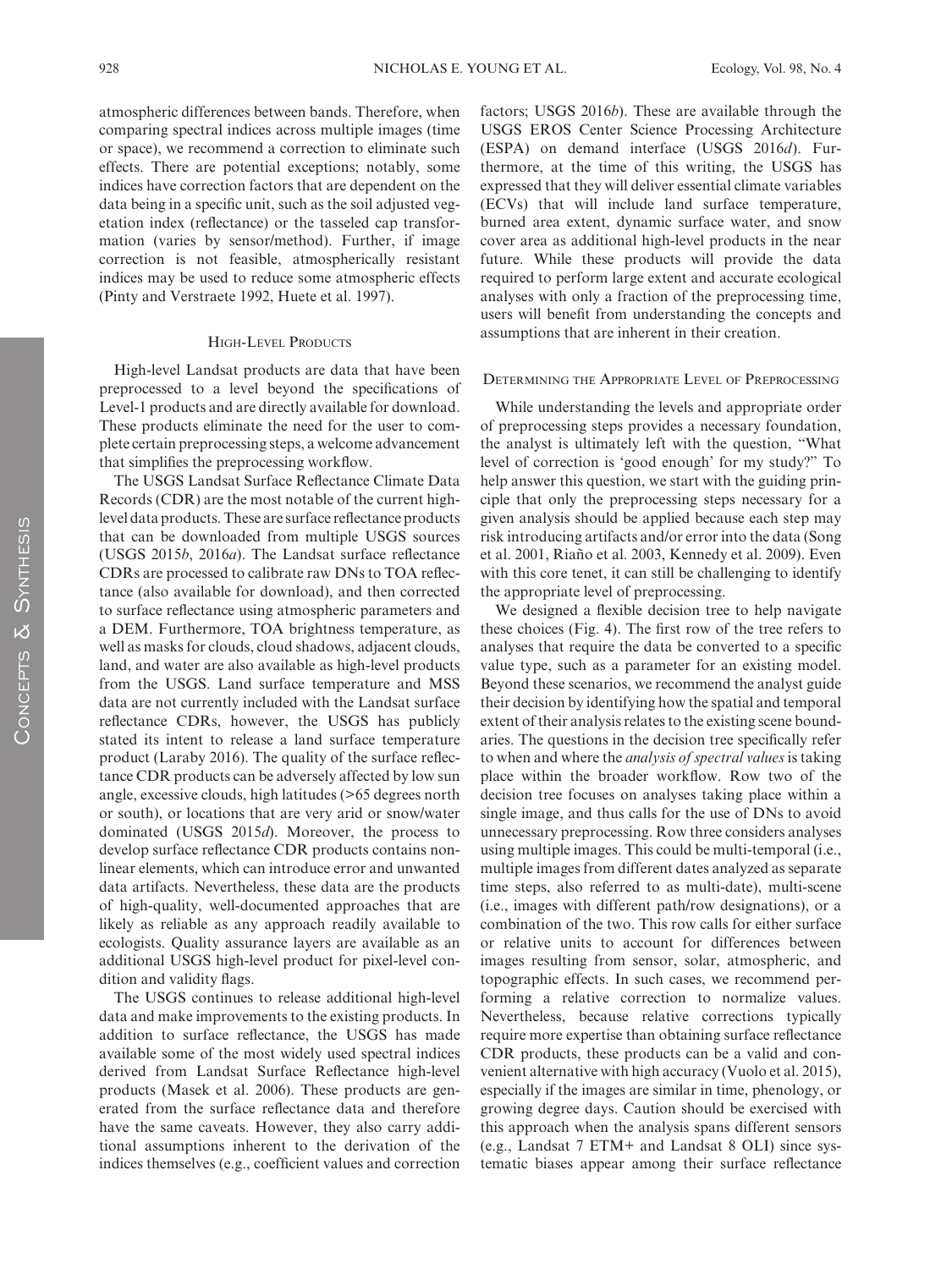atmospheric differences between bands. Therefore, when comparing spectral indices across multiple images (time or space), we recommend a correction to eliminate such effects. There are potential exceptions; notably, some indices have correction factors that are dependent on the data being in a specific unit, such as the soil adjusted vegetation index (reflectance) or the tasseled cap transformation (varies by sensor/method). Further, if image correction is not feasible, atmospherically resistant indices may be used to reduce some atmospheric effects (Pinty and Verstraete 1992, Huete et al. 1997).

## High-Level Products

High-level Landsat products are data that have been preprocessed to a level beyond the specifications of Level-1 products and are directly available for download. These products eliminate the need for the user to complete certain preprocessing steps, a welcome advancement that simplifies the preprocessing workflow.

The USGS Landsat Surface Reflectance Climate Data Records (CDR) are the most notable of the current high-level data products. These are surface reflectance products that can be downloaded from multiple USGS sources (USGS 2015*b*, 2016*a*). The Landsat surface reflectance CDRs are processed to calibrate raw DNs to TOA reflectance (also available for download), and then corrected to surface reflectance using atmospheric parameters and a DEM. Furthermore, TOA brightness temperature, as well as masks for clouds, cloud shadows, adjacent clouds, land, and water are also available as high-level products from the USGS. Land surface temperature and MSS data are not currently included with the Landsat surface reflectance CDRs, however, the USGS has publicly stated its intent to release a land surface temperature product (Laraby 2016). The quality of the surface reflectance CDR products can be adversely affected by low sun angle, excessive clouds, high latitudes (>65 degrees north or south), or locations that are very arid or snow/water dominated (USGS 2015*d*). Moreover, the process to develop surface reflectance CDR products contains non-linear elements, which can introduce error and unwanted data artifacts. Nevertheless, these data are the products of high-quality, well-documented approaches that are likely as reliable as any approach readily available to ecologists. Quality assurance layers are available as an additional USGS high-level product for pixel-level condition and validity flags.

The USGS continues to release additional high-level data and make improvements to the existing products. In addition to surface reflectance, the USGS has made available some of the most widely used spectral indices derived from Landsat Surface Reflectance high-level products (Masek et al. 2006). These products are generated from the surface reflectance data and therefore have the same caveats. However, they also carry additional assumptions inherent to the derivation of the indices themselves (e.g., coefficient values and correction factors; USGS 2016*b*). These are available through the USGS EROS Center Science Processing Architecture (ESPA) on demand interface (USGS 2016*d*). Furthermore, at the time of this writing, the USGS has expressed that they will deliver essential climate variables (ECVs) that will include land surface temperature, burned area extent, dynamic surface water, and snow cover area as additional high-level products in the near future. While these products will provide the data required to perform large extent and accurate ecological analyses with only a fraction of the preprocessing time, users will benefit from understanding the concepts and assumptions that are inherent in their creation.

## Determining the Appropriate Level of Preprocessing

While understanding the levels and appropriate order of preprocessing steps provides a necessary foundation, the analyst is ultimately left with the question, "What level of correction is 'good enough' for my study?" To help answer this question, we start with the guiding principle that only the preprocessing steps necessary for a given analysis should be applied because each step may risk introducing artifacts and/or error into the data (Song et al. 2001, Riaño et al. 2003, Kennedy et al. 2009). Even with this core tenet, it can still be challenging to identify the appropriate level of preprocessing.

We designed a flexible decision tree to help navigate these choices (Fig. 4). The first row of the tree refers to analyses that require the data be converted to a specific value type, such as a parameter for an existing model. Beyond these scenarios, we recommend the analyst guide their decision by identifying how the spatial and temporal extent of their analysis relates to the existing scene boundaries. The questions in the decision tree specifically refer to when and where the *analysis of spectral values* is taking place within the broader workflow. Row two of the decision tree focuses on analyses taking place within a single image, and thus calls for the use of DNs to avoid unnecessary preprocessing. Row three considers analyses using multiple images. This could be multi-temporal (i.e., multiple images from different dates analyzed as separate time steps, also referred to as multi-date), multi-scene (i.e., images with different path/row designations), or a combination of the two. This row calls for either surface or relative units to account for differences between images resulting from sensor, solar, atmospheric, and topographic effects. In such cases, we recommend performing a relative correction to normalize values. Nevertheless, because relative corrections typically require more expertise than obtaining surface reflectance CDR products, these products can be a valid and convenient alternative with high accuracy (Vuolo et al. 2015), especially if the images are similar in time, phenology, or growing degree days. Caution should be exercised with this approach when the analysis spans different sensors (e.g., Landsat 7 ETM+ and Landsat 8 OLI) since systematic biases appear among their surface reflectance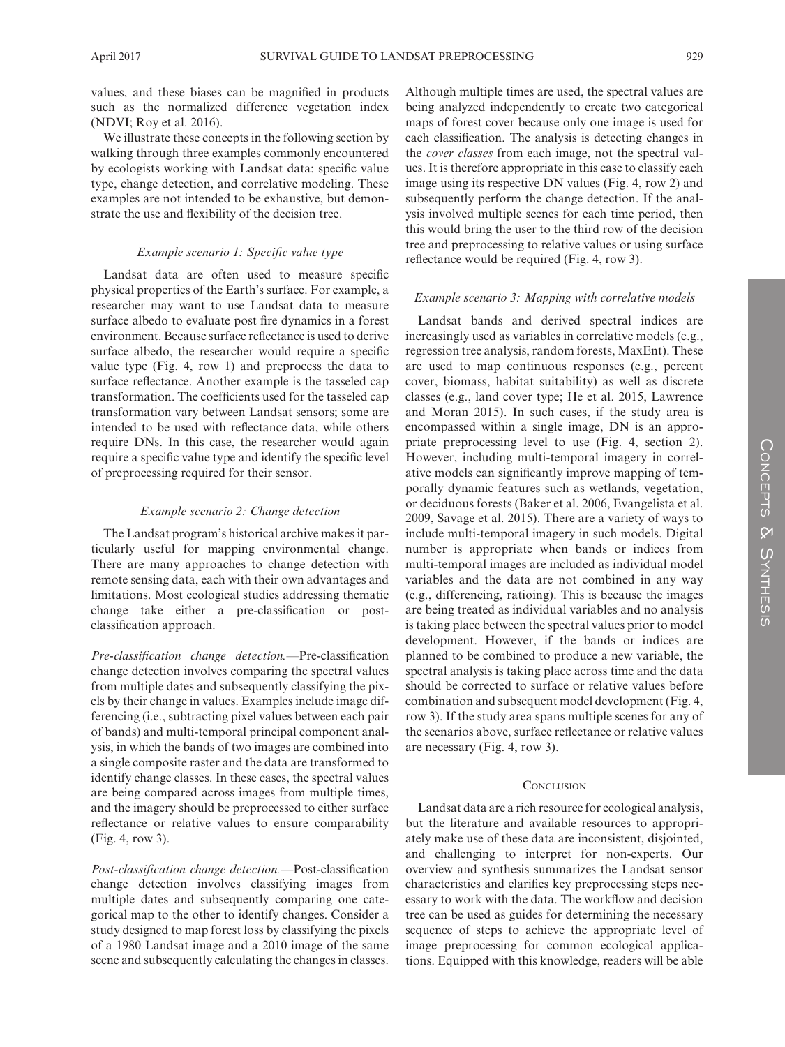values, and these biases can be magnified in products such as the normalized difference vegetation index (NDVI; Roy et al. 2016).

We illustrate these concepts in the following section by walking through three examples commonly encountered by ecologists working with Landsat data: specific value type, change detection, and correlative modeling. These examples are not intended to be exhaustive, but demonstrate the use and flexibility of the decision tree.

### *Example scenario 1: Specific value type*

Landsat data are often used to measure specific physical properties of the Earth's surface. For example, a researcher may want to use Landsat data to measure surface albedo to evaluate post fire dynamics in a forest environment. Because surface reflectance is used to derive surface albedo, the researcher would require a specific value type (Fig. 4, row 1) and preprocess the data to surface reflectance. Another example is the tasseled cap transformation. The coefficients used for the tasseled cap transformation vary between Landsat sensors; some are intended to be used with reflectance data, while others require DNs. In this case, the researcher would again require a specific value type and identify the specific level of preprocessing required for their sensor.

### *Example scenario 2: Change detection*

The Landsat program's historical archive makes it particularly useful for mapping environmental change. There are many approaches to change detection with remote sensing data, each with their own advantages and limitations. Most ecological studies addressing thematic change take either a pre-classification or post-classification approach.

*Pre-classification change detection.*—Pre-classification change detection involves comparing the spectral values from multiple dates and subsequently classifying the pixels by their change in values. Examples include image differencing (i.e., subtracting pixel values between each pair of bands) and multi-temporal principal component analysis, in which the bands of two images are combined into a single composite raster and the data are transformed to identify change classes. In these cases, the spectral values are being compared across images from multiple times, and the imagery should be preprocessed to either surface reflectance or relative values to ensure comparability (Fig. 4, row 3).

*Post-classification change detection.*—Post-classification change detection involves classifying images from multiple dates and subsequently comparing one categorical map to the other to identify changes. Consider a study designed to map forest loss by classifying the pixels of a 1980 Landsat image and a 2010 image of the same scene and subsequently calculating the changes in classes. Although multiple times are used, the spectral values are being analyzed independently to create two categorical maps of forest cover because only one image is used for each classification. The analysis is detecting changes in the *cover classes* from each image, not the spectral values. It is therefore appropriate in this case to classify each image using its respective DN values (Fig. 4, row 2) and subsequently perform the change detection. If the analysis involved multiple scenes for each time period, then this would bring the user to the third row of the decision tree and preprocessing to relative values or using surface reflectance would be required (Fig. 4, row 3).

### *Example scenario 3: Mapping with correlative models*

Landsat bands and derived spectral indices are increasingly used as variables in correlative models (e.g., regression tree analysis, random forests, MaxEnt). These are used to map continuous responses (e.g., percent cover, biomass, habitat suitability) as well as discrete classes (e.g., land cover type; He et al. 2015, Lawrence and Moran 2015). In such cases, if the study area is encompassed within a single image, DN is an appropriate preprocessing level to use (Fig. 4, section 2). However, including multi-temporal imagery in correlative models can significantly improve mapping of temporally dynamic features such as wetlands, vegetation, or deciduous forests (Baker et al. 2006, Evangelista et al. 2009, Savage et al. 2015). There are a variety of ways to include multi-temporal imagery in such models. Digital number is appropriate when bands or indices from multi-temporal images are included as individual model variables and the data are not combined in any way (e.g., differencing, ratioing). This is because the images are being treated as individual variables and no analysis is taking place between the spectral values prior to model development. However, if the bands or indices are planned to be combined to produce a new variable, the spectral analysis is taking place across time and the data should be corrected to surface or relative values before combination and subsequent model development (Fig. 4, row 3). If the study area spans multiple scenes for any of the scenarios above, surface reflectance or relative values are necessary (Fig. 4, row 3).

## Conclusion

Landsat data are a rich resource for ecological analysis, but the literature and available resources to appropriately make use of these data are inconsistent, disjointed, and challenging to interpret for non-experts. Our overview and synthesis summarizes the Landsat sensor characteristics and clarifies key preprocessing steps necessary to work with the data. The workflow and decision tree can be used as guides for determining the necessary sequence of steps to achieve the appropriate level of image preprocessing for common ecological applications. Equipped with this knowledge, readers will be able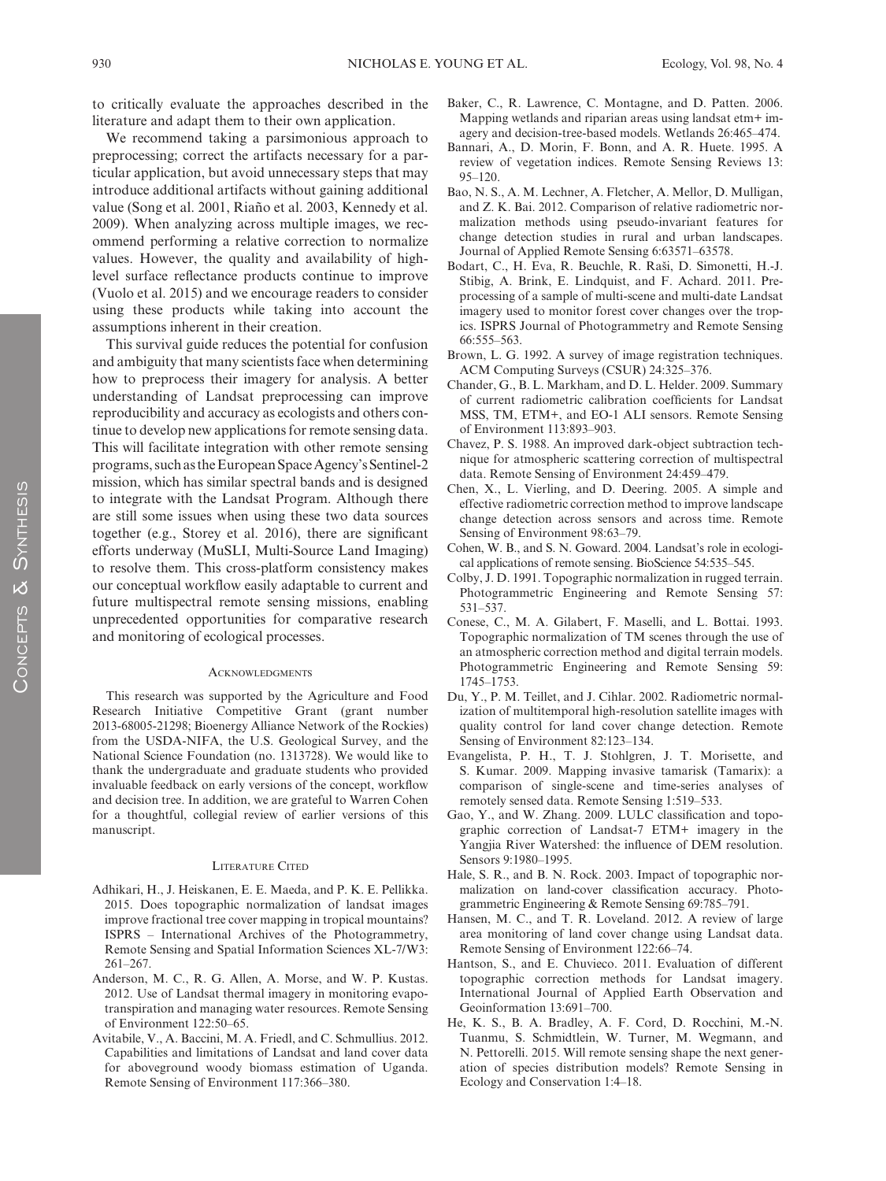to critically evaluate the approaches described in the literature and adapt them to their own application.

We recommend taking a parsimonious approach to preprocessing; correct the artifacts necessary for a particular application, but avoid unnecessary steps that may introduce additional artifacts without gaining additional value (Song et al. 2001, Riaño et al. 2003, Kennedy et al. 2009). When analyzing across multiple images, we recommend performing a relative correction to normalize values. However, the quality and availability of high-level surface reflectance products continue to improve (Vuolo et al. 2015) and we encourage readers to consider using these products while taking into account the assumptions inherent in their creation.

This survival guide reduces the potential for confusion and ambiguity that many scientists face when determining how to preprocess their imagery for analysis. A better understanding of Landsat preprocessing can improve reproducibility and accuracy as ecologists and others continue to develop new applications for remote sensing data. This will facilitate integration with other remote sensing programs, such as the European Space Agency's Sentinel-2 mission, which has similar spectral bands and is designed to integrate with the Landsat Program. Although there are still some issues when using these two data sources together (e.g., Storey et al. 2016), there are significant efforts underway (MuSLI, Multi-Source Land Imaging) to resolve them. This cross-platform consistency makes our conceptual workflow easily adaptable to current and future multispectral remote sensing missions, enabling unprecedented opportunities for comparative research and monitoring of ecological processes.

## Acknowledgments

This research was supported by the Agriculture and Food Research Initiative Competitive Grant (grant number 2013-68005-21298; Bioenergy Alliance Network of the Rockies) from the USDA-NIFA, the U.S. Geological Survey, and the National Science Foundation (no. 1313728). We would like to thank the undergraduate and graduate students who provided invaluable feedback on early versions of the concept, workflow and decision tree. In addition, we are grateful to Warren Cohen for a thoughtful, collegial review of earlier versions of this manuscript.

## Literature Cited

Adhikari, H., J. Heiskanen, E. E. Maeda, and P. K. E. Pellikka. 2015. Does topographic normalization of landsat images improve fractional tree cover mapping in tropical mountains? ISPRS – International Archives of the Photogrammetry, Remote Sensing and Spatial Information Sciences XL-7/W3: 261–267.

Anderson, M. C., R. G. Allen, A. Morse, and W. P. Kustas. 2012. Use of Landsat thermal imagery in monitoring evapotranspiration and managing water resources. Remote Sensing of Environment 122:50–65.

Avitabile, V., A. Baccini, M. A. Friedl, and C. Schmullius. 2012. Capabilities and limitations of Landsat and land cover data for aboveground woody biomass estimation of Uganda. Remote Sensing of Environment 117:366–380.

Baker, C., R. Lawrence, C. Montagne, and D. Patten. 2006. Mapping wetlands and riparian areas using landsat etm+ imagery and decision-tree-based models. Wetlands 26:465–474.

Bannari, A., D. Morin, F. Bonn, and A. R. Huete. 1995. A review of vegetation indices. Remote Sensing Reviews 13: 95–120.

Bao, N. S., A. M. Lechner, A. Fletcher, A. Mellor, D. Mulligan, and Z. K. Bai. 2012. Comparison of relative radiometric normalization methods using pseudo-invariant features for change detection studies in rural and urban landscapes. Journal of Applied Remote Sensing 6:63571–63578.

Bodart, C., H. Eva, R. Beuchle, R. Raši, D. Simonetti, H.-J. Stibig, A. Brink, E. Lindquist, and F. Achard. 2011. Preprocessing of a sample of multi-scene and multi-date Landsat imagery used to monitor forest cover changes over the tropics. ISPRS Journal of Photogrammetry and Remote Sensing 66:555–563.

Brown, L. G. 1992. A survey of image registration techniques. ACM Computing Surveys (CSUR) 24:325–376.

Chander, G., B. L. Markham, and D. L. Helder. 2009. Summary of current radiometric calibration coefficients for Landsat MSS, TM, ETM+, and EO-1 ALI sensors. Remote Sensing of Environment 113:893–903.

Chavez, P. S. 1988. An improved dark-object subtraction technique for atmospheric scattering correction of multispectral data. Remote Sensing of Environment 24:459–479.

Chen, X., L. Vierling, and D. Deering. 2005. A simple and effective radiometric correction method to improve landscape change detection across sensors and across time. Remote Sensing of Environment 98:63–79.

Cohen, W. B., and S. N. Goward. 2004. Landsat's role in ecological applications of remote sensing. BioScience 54:535–545.

Colby, J. D. 1991. Topographic normalization in rugged terrain. Photogrammetric Engineering and Remote Sensing 57: 531–537.

Conese, C., M. A. Gilabert, F. Maselli, and L. Bottai. 1993. Topographic normalization of TM scenes through the use of an atmospheric correction method and digital terrain models. Photogrammetric Engineering and Remote Sensing 59: 1745–1753.

Du, Y., P. M. Teillet, and J. Cihlar. 2002. Radiometric normalization of multitemporal high-resolution satellite images with quality control for land cover change detection. Remote Sensing of Environment 82:123–134.

Evangelista, P. H., T. J. Stohlgren, J. T. Morisette, and S. Kumar. 2009. Mapping invasive tamarisk (Tamarix): a comparison of single-scene and time-series analyses of remotely sensed data. Remote Sensing 1:519–533.

Gao, Y., and W. Zhang. 2009. LULC classification and topographic correction of Landsat-7 ETM+ imagery in the Yangjia River Watershed: the influence of DEM resolution. Sensors 9:1980–1995.

Hale, S. R., and B. N. Rock. 2003. Impact of topographic normalization on land-cover classification accuracy. Photogrammetric Engineering & Remote Sensing 69:785–791.

Hansen, M. C., and T. R. Loveland. 2012. A review of large area monitoring of land cover change using Landsat data. Remote Sensing of Environment 122:66–74.

Hantson, S., and E. Chuvieco. 2011. Evaluation of different topographic correction methods for Landsat imagery. International Journal of Applied Earth Observation and Geoinformation 13:691–700.

He, K. S., B. A. Bradley, A. F. Cord, D. Rocchini, M.-N. Tuanmu, S. Schmidtlein, W. Turner, M. Wegmann, and N. Pettorelli. 2015. Will remote sensing shape the next generation of species distribution models? Remote Sensing in Ecology and Conservation 1:4–18.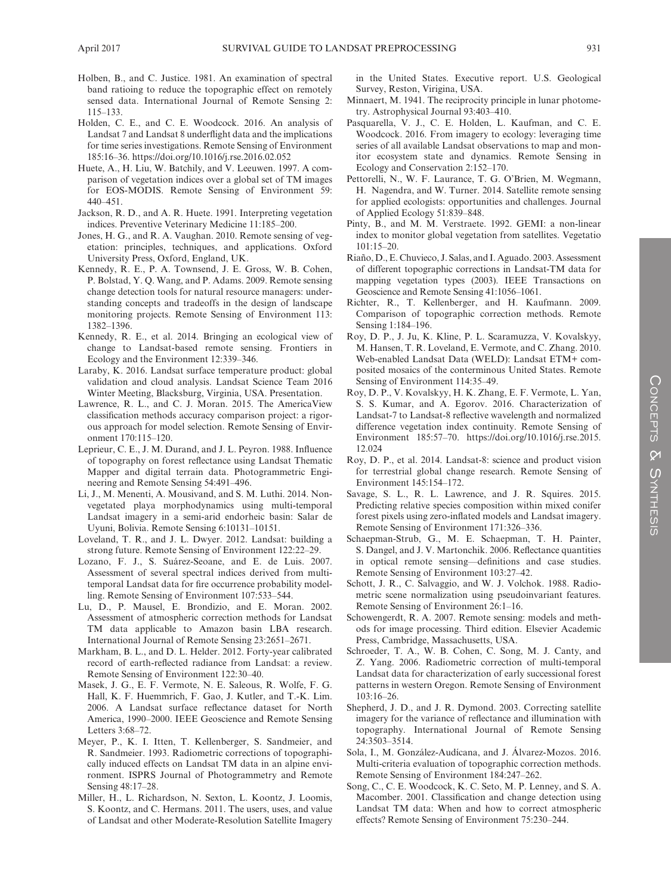Holben, B., and C. Justice. 1981. An examination of spectral band ratioing to reduce the topographic effect on remotely sensed data. International Journal of Remote Sensing 2: 115–133.

Holden, C. E., and C. E. Woodcock. 2016. An analysis of Landsat 7 and Landsat 8 underflight data and the implications for time series investigations. Remote Sensing of Environment 185:16–36. https://doi.org/10.1016/j.rse.2016.02.052

Huete, A., H. Liu, W. Batchily, and V. Leeuwen. 1997. A comparison of vegetation indices over a global set of TM images for EOS-MODIS. Remote Sensing of Environment 59: 440–451.

Jackson, R. D., and A. R. Huete. 1991. Interpreting vegetation indices. Preventive Veterinary Medicine 11:185–200.

Jones, H. G., and R. A. Vaughan. 2010. Remote sensing of vegetation: principles, techniques, and applications. Oxford University Press, Oxford, England, UK.

Kennedy, R. E., P. A. Townsend, J. E. Gross, W. B. Cohen, P. Bolstad, Y. Q. Wang, and P. Adams. 2009. Remote sensing change detection tools for natural resource managers: understanding concepts and tradeoffs in the design of landscape monitoring projects. Remote Sensing of Environment 113: 1382–1396.

Kennedy, R. E., et al. 2014. Bringing an ecological view of change to Landsat-based remote sensing. Frontiers in Ecology and the Environment 12:339–346.

Laraby, K. 2016. Landsat surface temperature product: global validation and cloud analysis. Landsat Science Team 2016 Winter Meeting, Blacksburg, Virginia, USA. Presentation.

Lawrence, R. L., and C. J. Moran. 2015. The AmericaView classification methods accuracy comparison project: a rigorous approach for model selection. Remote Sensing of Environment 170:115–120.

Leprieur, C. E., J. M. Durand, and J. L. Peyron. 1988. Influence of topography on forest reflectance using Landsat Thematic Mapper and digital terrain data. Photogrammetric Engineering and Remote Sensing 54:491–496.

Li, J., M. Menenti, A. Mousivand, and S. M. Luthi. 2014. Non-vegetated playa morphodynamics using multi-temporal Landsat imagery in a semi-arid endorheic basin: Salar de Uyuni, Bolivia. Remote Sensing 6:10131–10151.

Loveland, T. R., and J. L. Dwyer. 2012. Landsat: building a strong future. Remote Sensing of Environment 122:22–29.

Lozano, F. J., S. Suárez-Seoane, and E. de Luis. 2007. Assessment of several spectral indices derived from multi-temporal Landsat data for fire occurrence probability modelling. Remote Sensing of Environment 107:533–544.

Lu, D., P. Mausel, E. Brondizio, and E. Moran. 2002. Assessment of atmospheric correction methods for Landsat TM data applicable to Amazon basin LBA research. International Journal of Remote Sensing 23:2651–2671.

Markham, B. L., and D. L. Helder. 2012. Forty-year calibrated record of earth-reflected radiance from Landsat: a review. Remote Sensing of Environment 122:30–40.

Masek, J. G., E. F. Vermote, N. E. Saleous, R. Wolfe, F. G. Hall, K. F. Huemmrich, F. Gao, J. Kutler, and T.-K. Lim. 2006. A Landsat surface reflectance dataset for North America, 1990–2000. IEEE Geoscience and Remote Sensing Letters 3:68–72.

Meyer, P., K. I. Itten, T. Kellenberger, S. Sandmeier, and R. Sandmeier. 1993. Radiometric corrections of topographically induced effects on Landsat TM data in an alpine environment. ISPRS Journal of Photogrammetry and Remote Sensing 48:17–28.

Miller, H., L. Richardson, N. Sexton, L. Koontz, J. Loomis, S. Koontz, and C. Hermans. 2011. The users, uses, and value of Landsat and other Moderate-Resolution Satellite Imagery in the United States. Executive report. U.S. Geological Survey, Reston, Virigina, USA.

Minnaert, M. 1941. The reciprocity principle in lunar photometry. Astrophysical Journal 93:403–410.

Pasquarella, V. J., C. E. Holden, L. Kaufman, and C. E. Woodcock. 2016. From imagery to ecology: leveraging time series of all available Landsat observations to map and monitor ecosystem state and dynamics. Remote Sensing in Ecology and Conservation 2:152–170.

Pettorelli, N., W. F. Laurance, T. G. O'Brien, M. Wegmann, H. Nagendra, and W. Turner. 2014. Satellite remote sensing for applied ecologists: opportunities and challenges. Journal of Applied Ecology 51:839–848.

Pinty, B., and M. M. Verstraete. 1992. GEMI: a non-linear index to monitor global vegetation from satellites. Vegetatio 101:15–20.

Riaño, D., E. Chuvieco, J. Salas, and I. Aguado. 2003. Assessment of different topographic corrections in Landsat-TM data for mapping vegetation types (2003). IEEE Transactions on Geoscience and Remote Sensing 41:1056–1061.

Richter, R., T. Kellenberger, and H. Kaufmann. 2009. Comparison of topographic correction methods. Remote Sensing 1:184–196.

Roy, D. P., J. Ju, K. Kline, P. L. Scaramuzza, V. Kovalskyy, M. Hansen, T. R. Loveland, E. Vermote, and C. Zhang. 2010. Web-enabled Landsat Data (WELD): Landsat ETM+ composited mosaics of the conterminous United States. Remote Sensing of Environment 114:35–49.

Roy, D. P., V. Kovalskyy, H. K. Zhang, E. F. Vermote, L. Yan, S. S. Kumar, and A. Egorov. 2016. Characterization of Landsat-7 to Landsat-8 reflective wavelength and normalized difference vegetation index continuity. Remote Sensing of Environment 185:57–70. https://doi.org/10.1016/j.rse.2015.12.024

Roy, D. P., et al. 2014. Landsat-8: science and product vision for terrestrial global change research. Remote Sensing of Environment 145:154–172.

Savage, S. L., R. L. Lawrence, and J. R. Squires. 2015. Predicting relative species composition within mixed conifer forest pixels using zero-inflated models and Landsat imagery. Remote Sensing of Environment 171:326–336.

Schaepman-Strub, G., M. E. Schaepman, T. H. Painter, S. Dangel, and J. V. Martonchik. 2006. Reflectance quantities in optical remote sensing—definitions and case studies. Remote Sensing of Environment 103:27–42.

Schott, J. R., C. Salvaggio, and W. J. Volchok. 1988. Radiometric scene normalization using pseudoinvariant features. Remote Sensing of Environment 26:1–16.

Schowengerdt, R. A. 2007. Remote sensing: models and methods for image processing. Third edition. Elsevier Academic Press, Cambridge, Massachusetts, USA.

Schroeder, T. A., W. B. Cohen, C. Song, M. J. Canty, and Z. Yang. 2006. Radiometric correction of multi-temporal Landsat data for characterization of early successional forest patterns in western Oregon. Remote Sensing of Environment 103:16–26.

Shepherd, J. D., and J. R. Dymond. 2003. Correcting satellite imagery for the variance of reflectance and illumination with topography. International Journal of Remote Sensing 24:3503–3514.

Sola, I., M. González-Audícana, and J. Álvarez-Mozos. 2016. Multi-criteria evaluation of topographic correction methods. Remote Sensing of Environment 184:247–262.

Song, C., C. E. Woodcock, K. C. Seto, M. P. Lenney, and S. A. Macomber. 2001. Classification and change detection using Landsat TM data: When and how to correct atmospheric effects? Remote Sensing of Environment 75:230–244.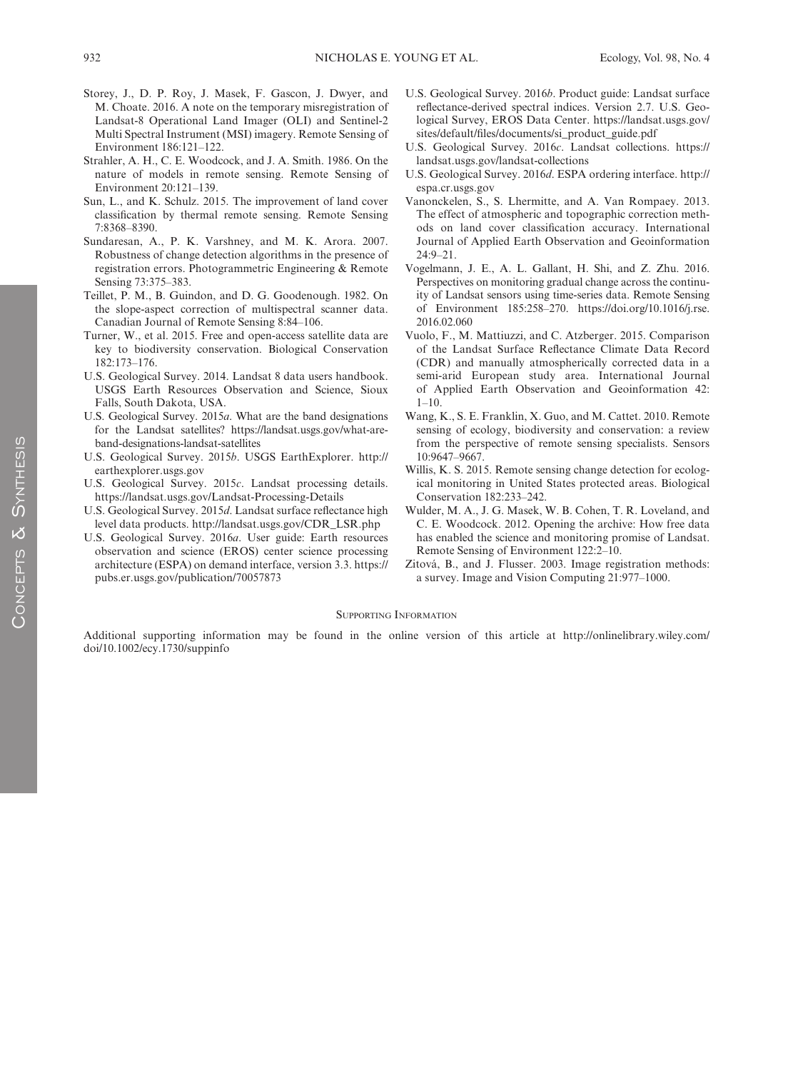Storey, J., D. P. Roy, J. Masek, F. Gascon, J. Dwyer, and M. Choate. 2016. A note on the temporary misregistration of Landsat-8 Operational Land Imager (OLI) and Sentinel-2 Multi Spectral Instrument (MSI) imagery. Remote Sensing of Environment 186:121–122.

Strahler, A. H., C. E. Woodcock, and J. A. Smith. 1986. On the nature of models in remote sensing. Remote Sensing of Environment 20:121–139.

Sun, L., and K. Schulz. 2015. The improvement of land cover classification by thermal remote sensing. Remote Sensing 7:8368–8390.

Sundaresan, A., P. K. Varshney, and M. K. Arora. 2007. Robustness of change detection algorithms in the presence of registration errors. Photogrammetric Engineering & Remote Sensing 73:375–383.

Teillet, P. M., B. Guindon, and D. G. Goodenough. 1982. On the slope-aspect correction of multispectral scanner data. Canadian Journal of Remote Sensing 8:84–106.

Turner, W., et al. 2015. Free and open-access satellite data are key to biodiversity conservation. Biological Conservation 182:173–176.

U.S. Geological Survey. 2014. Landsat 8 data users handbook. USGS Earth Resources Observation and Science, Sioux Falls, South Dakota, USA.

U.S. Geological Survey. 2015*a*. What are the band designations for the Landsat satellites? https://landsat.usgs.gov/what-are-band-designations-landsat-satellites

U.S. Geological Survey. 2015*b*. USGS EarthExplorer. http://earthexplorer.usgs.gov

U.S. Geological Survey. 2015*c*. Landsat processing details. https://landsat.usgs.gov/Landsat-Processing-Details

U.S. Geological Survey. 2015*d*. Landsat surface reflectance high level data products. http://landsat.usgs.gov/CDR_LSR.php

U.S. Geological Survey. 2016*a*. User guide: Earth resources observation and science (EROS) center science processing architecture (ESPA) on demand interface, version 3.3. https://pubs.er.usgs.gov/publication/70057873

U.S. Geological Survey. 2016*b*. Product guide: Landsat surface reflectance-derived spectral indices. Version 2.7. U.S. Geological Survey, EROS Data Center. https://landsat.usgs.gov/sites/default/files/documents/si_product_guide.pdf

U.S. Geological Survey. 2016*c*. Landsat collections. https://landsat.usgs.gov/landsat-collections

U.S. Geological Survey. 2016*d*. ESPA ordering interface. http://espa.cr.usgs.gov

Vanonckelen, S., S. Lhermitte, and A. Van Rompaey. 2013. The effect of atmospheric and topographic correction methods on land cover classification accuracy. International Journal of Applied Earth Observation and Geoinformation 24:9–21.

Vogelmann, J. E., A. L. Gallant, H. Shi, and Z. Zhu. 2016. Perspectives on monitoring gradual change across the continuity of Landsat sensors using time-series data. Remote Sensing of Environment 185:258–270. https://doi.org/10.1016/j.rse.2016.02.060

Vuolo, F., M. Mattiuzzi, and C. Atzberger. 2015. Comparison of the Landsat Surface Reflectance Climate Data Record (CDR) and manually atmospherically corrected data in a semi-arid European study area. International Journal of Applied Earth Observation and Geoinformation 42: 1–10.

Wang, K., S. E. Franklin, X. Guo, and M. Cattet. 2010. Remote sensing of ecology, biodiversity and conservation: a review from the perspective of remote sensing specialists. Sensors 10:9647–9667.

Willis, K. S. 2015. Remote sensing change detection for ecological monitoring in United States protected areas. Biological Conservation 182:233–242.

Wulder, M. A., J. G. Masek, W. B. Cohen, T. R. Loveland, and C. E. Woodcock. 2012. Opening the archive: How free data has enabled the science and monitoring promise of Landsat. Remote Sensing of Environment 122:2–10.

Zitová, B., and J. Flusser. 2003. Image registration methods: a survey. Image and Vision Computing 21:977–1000.

## Supporting Information

Additional supporting information may be found in the online version of this article at http://onlinelibrary.wiley.com/doi/10.1002/ecy.1730/suppinfo